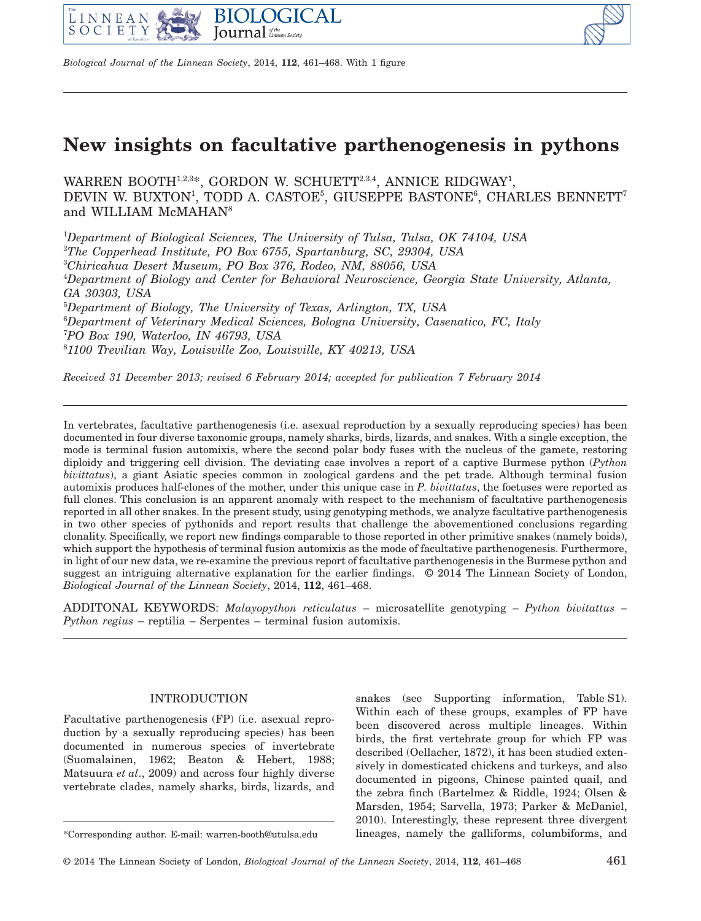# New insights on facultative parthenogenesis in pythons

WARREN BOOTH[1,2,3*], GORDON W. SCHUETT[2,3,4], ANNICE RIDGWAY[1], DEVIN W. BUXTON[1], TODD A. CASTOE[5], GIUSEPPE BASTONE[6], CHARLES BENNETT[7] and WILLIAM McMAHAN[8]

[1]*Department of Biological Sciences, The University of Tulsa, Tulsa, OK 74104, USA*
[2]*The Copperhead Institute, PO Box 6755, Spartanburg, SC, 29304, USA*
[3]*Chiricahua Desert Museum, PO Box 376, Rodeo, NM, 88056, USA*
[4]*Department of Biology and Center for Behavioral Neuroscience, Georgia State University, Atlanta, GA 30303, USA*
[5]*Department of Biology, The University of Texas, Arlington, TX, USA*
[6]*Department of Veterinary Medical Sciences, Bologna University, Casenatico, FC, Italy*
[7]*PO Box 190, Waterloo, IN 46793, USA*
[8]*1100 Trevilian Way, Louisville Zoo, Louisville, KY 40213, USA*

*Received 31 December 2013; revised 6 February 2014; accepted for publication 7 February 2014*

In vertebrates, facultative parthenogenesis (i.e. asexual reproduction by a sexually reproducing species) has been documented in four diverse taxonomic groups, namely sharks, birds, lizards, and snakes. With a single exception, the mode is terminal fusion automixis, where the second polar body fuses with the nucleus of the gamete, restoring diploidy and triggering cell division. The deviating case involves a report of a captive Burmese python (*Python bivittatus*), a giant Asiatic species common in zoological gardens and the pet trade. Although terminal fusion automixis produces half-clones of the mother, under this unique case in *P. bivittatus*, the foetuses were reported as full clones. This conclusion is an apparent anomaly with respect to the mechanism of facultative parthenogenesis reported in all other snakes. In the present study, using genotyping methods, we analyze facultative parthenogenesis in two other species of pythonids and report results that challenge the abovementioned conclusions regarding clonality. Specifically, we report new findings comparable to those reported in other primitive snakes (namely boids), which support the hypothesis of terminal fusion automixis as the mode of facultative parthenogenesis. Furthermore, in light of our new data, we re-examine the previous report of facultative parthenogenesis in the Burmese python and suggest an intriguing alternative explanation for the earlier findings. © 2014 The Linnean Society of London, *Biological Journal of the Linnean Society*, 2014, **112**, 461–468.

ADDITONAL KEYWORDS: *Malayopython reticulatus* – microsatellite genotyping – *Python bivitattus* – *Python regius* – reptilia – Serpentes – terminal fusion automixis.

## INTRODUCTION

Facultative parthenogenesis (FP) (i.e. asexual reproduction by a sexually reproducing species) has been documented in numerous species of invertebrate (Suomalainen, 1962; Beaton & Hebert, 1988; Matsuura *et al*., 2009) and across four highly diverse vertebrate clades, namely sharks, birds, lizards, and snakes (see Supporting information, Table S1). Within each of these groups, examples of FP have been discovered across multiple lineages. Within birds, the first vertebrate group for which FP was described (Oellacher, 1872), it has been studied extensively in domesticated chickens and turkeys, and also documented in pigeons, Chinese painted quail, and the zebra finch (Bartelmez & Riddle, 1924; Olsen & Marsden, 1954; Sarvella, 1973; Parker & McDaniel, 2010). Interestingly, these represent three divergent lineages, namely the galliforms, columbiforms, and

*Corresponding author. E-mail: warren-booth@utulsa.edu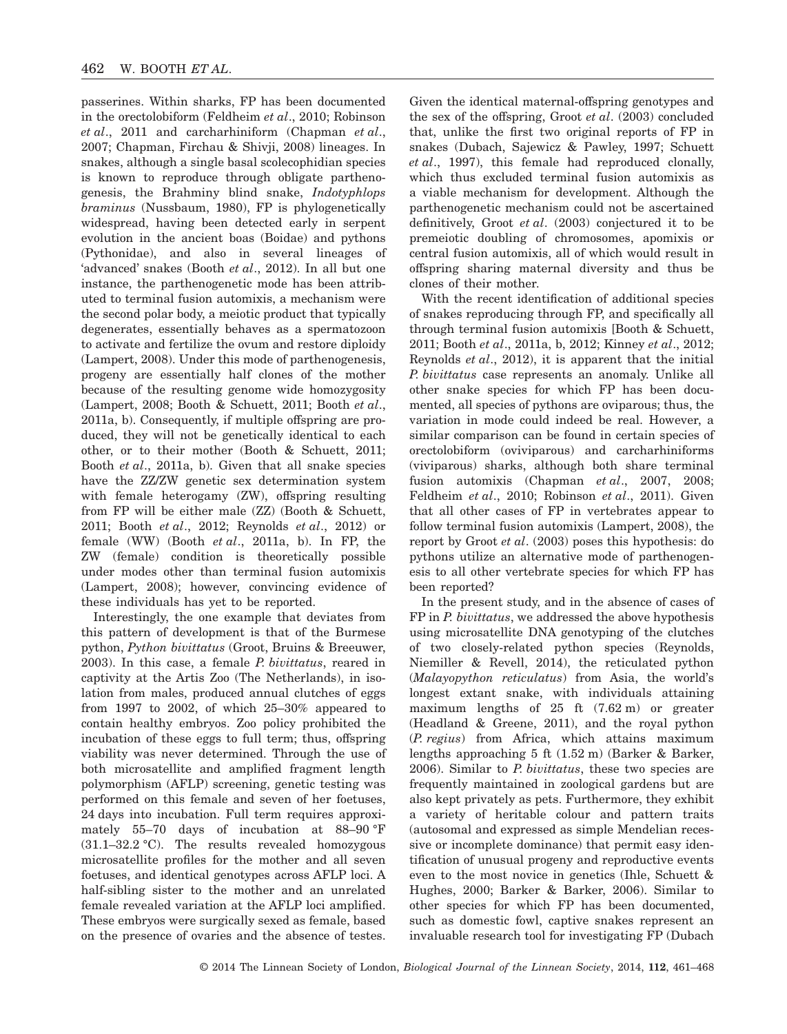passerines. Within sharks, FP has been documented in the orectolobiform (Feldheim *et al*., 2010; Robinson *et al*., 2011 and carcharhiniform (Chapman *et al*., 2007; Chapman, Firchau & Shivji, 2008) lineages. In snakes, although a single basal scolecophidian species is known to reproduce through obligate parthenogenesis, the Brahminy blind snake, *Indotyphlops braminus* (Nussbaum, 1980), FP is phylogenetically widespread, having been detected early in serpent evolution in the ancient boas (Boidae) and pythons (Pythonidae), and also in several lineages of 'advanced' snakes (Booth *et al*., 2012). In all but one instance, the parthenogenetic mode has been attributed to terminal fusion automixis, a mechanism were the second polar body, a meiotic product that typically degenerates, essentially behaves as a spermatozoon to activate and fertilize the ovum and restore diploidy (Lampert, 2008). Under this mode of parthenogenesis, progeny are essentially half clones of the mother because of the resulting genome wide homozygosity (Lampert, 2008; Booth & Schuett, 2011; Booth *et al*., 2011a, b). Consequently, if multiple offspring are produced, they will not be genetically identical to each other, or to their mother (Booth & Schuett, 2011; Booth *et al*., 2011a, b). Given that all snake species have the ZZ/ZW genetic sex determination system with female heterogamy (ZW), offspring resulting from FP will be either male (ZZ) (Booth & Schuett, 2011; Booth *et al*., 2012; Reynolds *et al*., 2012) or female (WW) (Booth *et al*., 2011a, b). In FP, the ZW (female) condition is theoretically possible under modes other than terminal fusion automixis (Lampert, 2008); however, convincing evidence of these individuals has yet to be reported.

Interestingly, the one example that deviates from this pattern of development is that of the Burmese python, *Python bivittatus* (Groot, Bruins & Breeuwer, 2003). In this case, a female *P. bivittatus*, reared in captivity at the Artis Zoo (The Netherlands), in isolation from males, produced annual clutches of eggs from 1997 to 2002, of which 25–30% appeared to contain healthy embryos. Zoo policy prohibited the incubation of these eggs to full term; thus, offspring viability was never determined. Through the use of both microsatellite and amplified fragment length polymorphism (AFLP) screening, genetic testing was performed on this female and seven of her foetuses, 24 days into incubation. Full term requires approximately 55–70 days of incubation at 88–90 °F (31.1–32.2 °C). The results revealed homozygous microsatellite profiles for the mother and all seven foetuses, and identical genotypes across AFLP loci. A half-sibling sister to the mother and an unrelated female revealed variation at the AFLP loci amplified. These embryos were surgically sexed as female, based on the presence of ovaries and the absence of testes. Given the identical maternal-offspring genotypes and the sex of the offspring, Groot *et al*. (2003) concluded that, unlike the first two original reports of FP in snakes (Dubach, Sajewicz & Pawley, 1997; Schuett *et al*., 1997), this female had reproduced clonally, which thus excluded terminal fusion automixis as a viable mechanism for development. Although the parthenogenetic mechanism could not be ascertained definitively, Groot *et al*. (2003) conjectured it to be premeiotic doubling of chromosomes, apomixis or central fusion automixis, all of which would result in offspring sharing maternal diversity and thus be clones of their mother.

With the recent identification of additional species of snakes reproducing through FP, and specifically all through terminal fusion automixis [Booth & Schuett, 2011; Booth *et al*., 2011a, b, 2012; Kinney *et al*., 2012; Reynolds *et al*., 2012), it is apparent that the initial *P. bivittatus* case represents an anomaly. Unlike all other snake species for which FP has been documented, all species of pythons are oviparous; thus, the variation in mode could indeed be real. However, a similar comparison can be found in certain species of orectolobiform (oviviparous) and carcharhiniforms (viviparous) sharks, although both share terminal fusion automixis (Chapman *et al*., 2007, 2008; Feldheim *et al*., 2010; Robinson *et al*., 2011). Given that all other cases of FP in vertebrates appear to follow terminal fusion automixis (Lampert, 2008), the report by Groot *et al*. (2003) poses this hypothesis: do pythons utilize an alternative mode of parthenogenesis to all other vertebrate species for which FP has been reported?

In the present study, and in the absence of cases of FP in *P. bivittatus*, we addressed the above hypothesis using microsatellite DNA genotyping of the clutches of two closely-related python species (Reynolds, Niemiller & Revell, 2014), the reticulated python (*Malayopython reticulatus*) from Asia, the world's longest extant snake, with individuals attaining maximum lengths of 25 ft (7.62 m) or greater (Headland & Greene, 2011), and the royal python (*P. regius*) from Africa, which attains maximum lengths approaching 5 ft (1.52 m) (Barker & Barker, 2006). Similar to *P. bivittatus*, these two species are frequently maintained in zoological gardens but are also kept privately as pets. Furthermore, they exhibit a variety of heritable colour and pattern traits (autosomal and expressed as simple Mendelian recessive or incomplete dominance) that permit easy identification of unusual progeny and reproductive events even to the most novice in genetics (Ihle, Schuett & Hughes, 2000; Barker & Barker, 2006). Similar to other species for which FP has been documented, such as domestic fowl, captive snakes represent an invaluable research tool for investigating FP (Dubach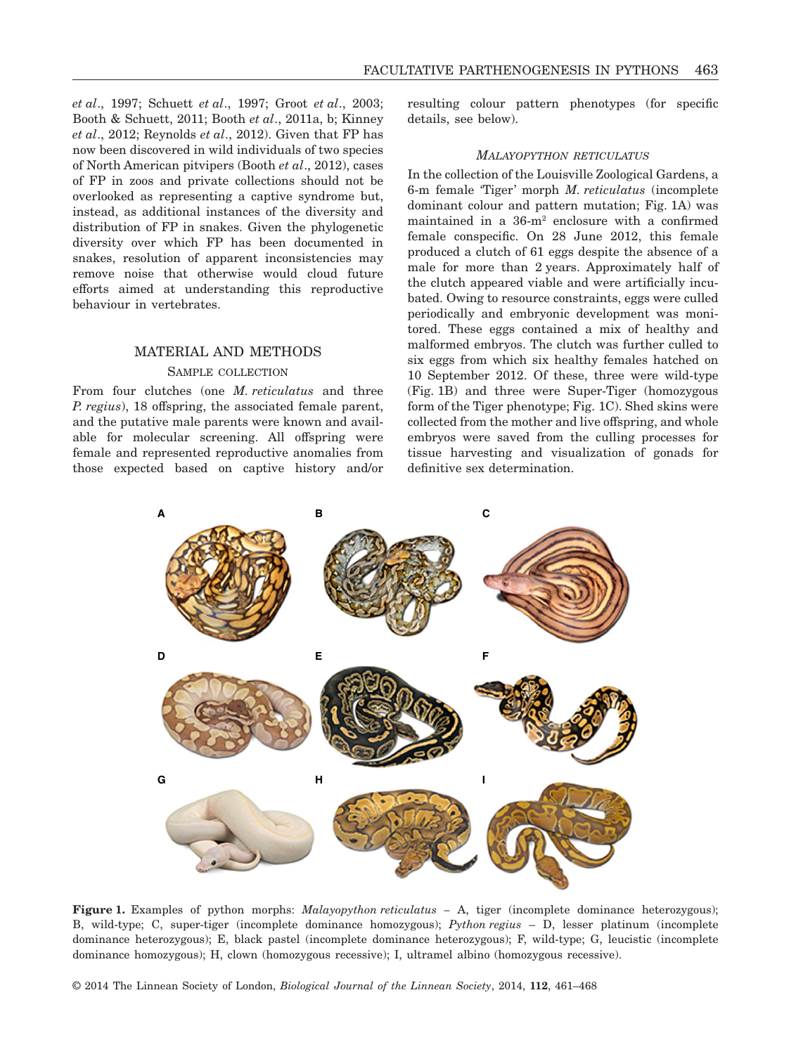*et al*., 1997; Schuett *et al*., 1997; Groot *et al*., 2003; Booth & Schuett, 2011; Booth *et al*., 2011a, b; Kinney *et al*., 2012; Reynolds *et al*., 2012). Given that FP has now been discovered in wild individuals of two species of North American pitvipers (Booth *et al*., 2012), cases of FP in zoos and private collections should not be overlooked as representing a captive syndrome but, instead, as additional instances of the diversity and distribution of FP in snakes. Given the phylogenetic diversity over which FP has been documented in snakes, resolution of apparent inconsistencies may remove noise that otherwise would cloud future efforts aimed at understanding this reproductive behaviour in vertebrates.

## MATERIAL AND METHODS

### SAMPLE COLLECTION

From four clutches (one *M. reticulatus* and three *P. regius*), 18 offspring, the associated female parent, and the putative male parents were known and available for molecular screening. All offspring were female and represented reproductive anomalies from those expected based on captive history and/or resulting colour pattern phenotypes (for specific details, see below).

### *MALAYOPYTHON RETICULATUS*

In the collection of the Louisville Zoological Gardens, a 6-m female 'Tiger' morph *M. reticulatus* (incomplete dominant colour and pattern mutation; Fig. 1A) was maintained in a 36-m$^2$ enclosure with a confirmed female conspecific. On 28 June 2012, this female produced a clutch of 61 eggs despite the absence of a male for more than 2 years. Approximately half of the clutch appeared viable and were artificially incubated. Owing to resource constraints, eggs were culled periodically and embryonic development was monitored. These eggs contained a mix of healthy and malformed embryos. The clutch was further culled to six eggs from which six healthy females hatched on 10 September 2012. Of these, three were wild-type (Fig. 1B) and three were Super-Tiger (homozygous form of the Tiger phenotype; Fig. 1C). Shed skins were collected from the mother and live offspring, and whole embryos were saved from the culling processes for tissue harvesting and visualization of gonads for definitive sex determination.

**Figure 1.** Examples of python morphs: *Malayopython reticulatus* – A, tiger (incomplete dominance heterozygous); B, wild-type; C, super-tiger (incomplete dominance homozygous); *Python regius* – D, lesser platinum (incomplete dominance heterozygous); E, black pastel (incomplete dominance heterozygous); F, wild-type; G, leucistic (incomplete dominance homozygous); H, clown (homozygous recessive); I, ultramel albino (homozygous recessive).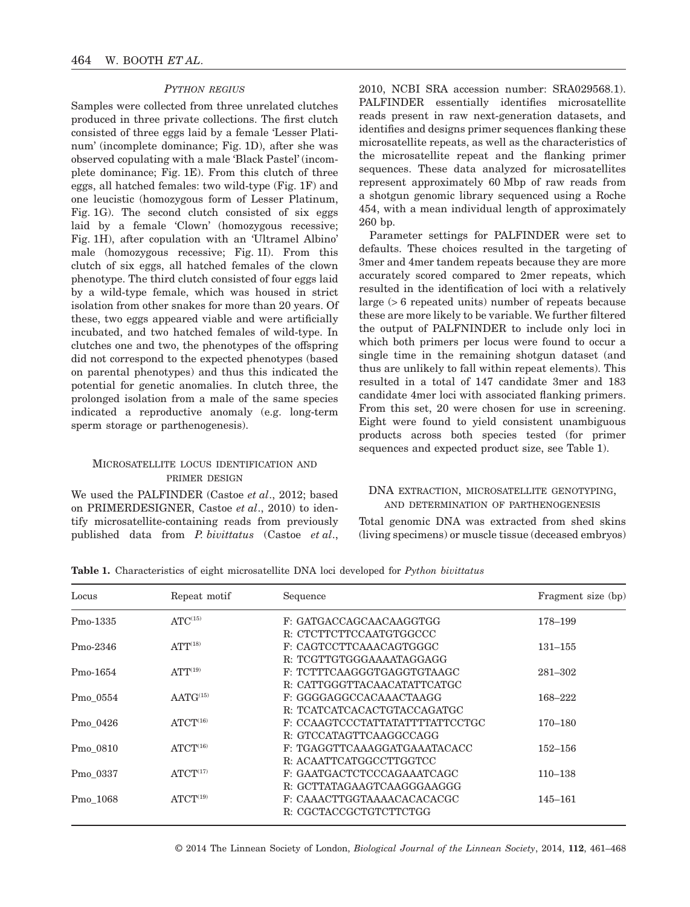### *Python regius*

Samples were collected from three unrelated clutches produced in three private collections. The first clutch consisted of three eggs laid by a female 'Lesser Platinum' (incomplete dominance; Fig. 1D), after she was observed copulating with a male 'Black Pastel' (incomplete dominance; Fig. 1E). From this clutch of three eggs, all hatched females: two wild-type (Fig. 1F) and one leucistic (homozygous form of Lesser Platinum, Fig. 1G). The second clutch consisted of six eggs laid by a female 'Clown' (homozygous recessive; Fig. 1H), after copulation with an 'Ultramel Albino' male (homozygous recessive; Fig. 1I). From this clutch of six eggs, all hatched females of the clown phenotype. The third clutch consisted of four eggs laid by a wild-type female, which was housed in strict isolation from other snakes for more than 20 years. Of these, two eggs appeared viable and were artificially incubated, and two hatched females of wild-type. In clutches one and two, the phenotypes of the offspring did not correspond to the expected phenotypes (based on parental phenotypes) and thus this indicated the potential for genetic anomalies. In clutch three, the prolonged isolation from a male of the same species indicated a reproductive anomaly (e.g. long-term sperm storage or parthenogenesis).

## Microsatellite locus identification and primer design

We used the PALFINDER (Castoe *et al*., 2012; based on PRIMERDESIGNER, Castoe *et al*., 2010) to identify microsatellite-containing reads from previously published data from *P. bivittatus* (Castoe *et al*., 2010, NCBI SRA accession number: SRA029568.1). PALFINDER essentially identifies microsatellite reads present in raw next-generation datasets, and identifies and designs primer sequences flanking these microsatellite repeats, as well as the characteristics of the microsatellite repeat and the flanking primer sequences. These data analyzed for microsatellites represent approximately 60 Mbp of raw reads from a shotgun genomic library sequenced using a Roche 454, with a mean individual length of approximately 260 bp.

Parameter settings for PALFINDER were set to defaults. These choices resulted in the targeting of 3mer and 4mer tandem repeats because they are more accurately scored compared to 2mer repeats, which resulted in the identification of loci with a relatively large (> 6 repeated units) number of repeats because these are more likely to be variable. We further filtered the output of PALFNINDER to include only loci in which both primers per locus were found to occur a single time in the remaining shotgun dataset (and thus are unlikely to fall within repeat elements). This resulted in a total of 147 candidate 3mer and 183 candidate 4mer loci with associated flanking primers. From this set, 20 were chosen for use in screening. Eight were found to yield consistent unambiguous products across both species tested (for primer sequences and expected product size, see Table 1).

## DNA extraction, microsatellite genotyping, and determination of parthenogenesis

Total genomic DNA was extracted from shed skins (living specimens) or muscle tissue (deceased embryos)

**Table 1.** Characteristics of eight microsatellite DNA loci developed for *Python bivittatus*

| Locus | Repeat motif | Sequence | Fragment size (bp) |
|---|---|---|---|
| Pmo-1335 | $ATC^{(15)}$ | F: GATGACCAGCAACAAGGTGG<br>R: CTCTTCTTCCAATGTGGCCC | 178–199 |
| Pmo-2346 | $ATT^{(18)}$ | F: CAGTCCTTCAAACAGTGGGC<br>R: TCGTTGTGGGAAAATAGGAGG | 131–155 |
| Pmo-1654 | $ATT^{(19)}$ | F: TCTTTCAAGGGTGAGGTGTAAGC<br>R: CATTGGGTTACAACATATTCATGC | 281–302 |
| Pmo_0554 | $AATG^{(15)}$ | F: GGGGAGGCCACAAACTAAGG<br>R: TCATCATCACACTGTACCAGATGC | 168–222 |
| Pmo_0426 | $ATCT^{(16)}$ | F: CCAAGTCCCTATTATATTTTATTCCTGC<br>R: GTCCATAGTTCAAGGCCAGG | 170–180 |
| Pmo_0810 | $ATCT^{(16)}$ | F: TGAGGTTCAAAGGATGAAATACACC<br>R: ACAATTCATGGCCTTGGTCC | 152–156 |
| Pmo_0337 | $ATCT^{(17)}$ | F: GAATGACTCTCCCAGAAATCAGC<br>R: GCTTATAGAAGTCAAGGGAAGGG | 110–138 |
| Pmo_1068 | $ATCT^{(19)}$ | F: CAAACTTGGTAAAACACACACGC<br>R: CGCTACCGCTGTCTTCTGG | 145–161 |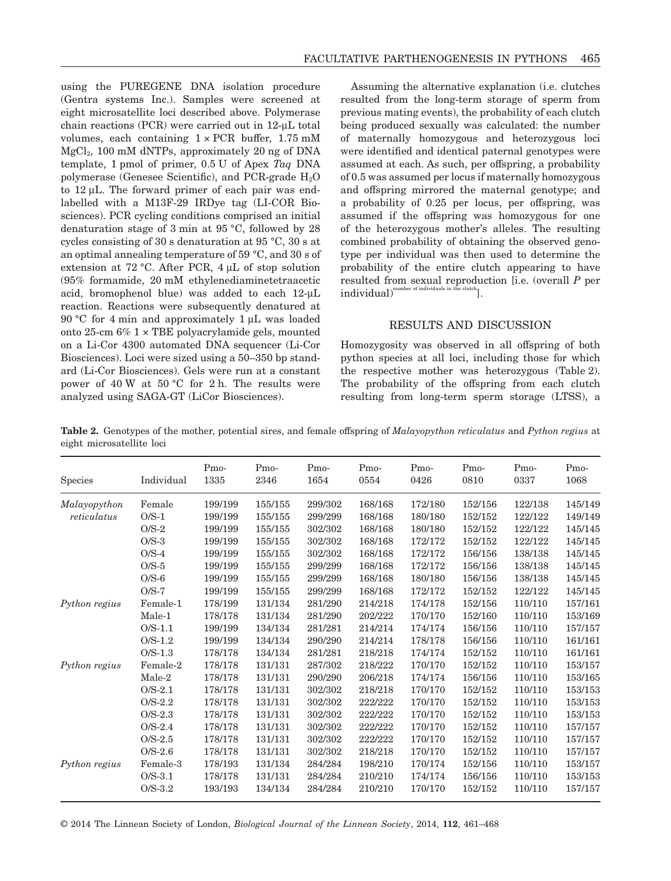using the PUREGENE DNA isolation procedure (Gentra systems Inc.). Samples were screened at eight microsatellite loci described above. Polymerase chain reactions (PCR) were carried out in 12-μL total volumes, each containing 1 × PCR buffer, 1.75 mM $MgCl_2$, 100 mM dNTPs, approximately 20 ng of DNA template, 1 pmol of primer, 0.5 U of Apex *Taq* DNA polymerase (Genesee Scientific), and PCR-grade $H_2O$ to 12 μL. The forward primer of each pair was end-labelled with a M13F-29 IRDye tag (LI-COR Biosciences). PCR cycling conditions comprised an initial denaturation stage of 3 min at 95 °C, followed by 28 cycles consisting of 30 s denaturation at 95 °C, 30 s at an optimal annealing temperature of 59 °C, and 30 s of extension at 72 °C. After PCR, 4 μL of stop solution (95% formamide, 20 mM ethylenediaminetetraacetic acid, bromophenol blue) was added to each 12-μL reaction. Reactions were subsequently denatured at 90 °C for 4 min and approximately 1 μL was loaded onto 25-cm 6% 1 × TBE polyacrylamide gels, mounted on a Li-Cor 4300 automated DNA sequencer (Li-Cor Biosciences). Loci were sized using a 50–350 bp standard (Li-Cor Biosciences). Gels were run at a constant power of 40 W at 50 °C for 2 h. The results were analyzed using SAGA-GT (LiCor Biosciences).

Assuming the alternative explanation (i.e. clutches resulted from the long-term storage of sperm from previous mating events), the probability of each clutch being produced sexually was calculated: the number of maternally homozygous and heterozygous loci were identified and identical paternal genotypes were assumed at each. As such, per offspring, a probability of 0.5 was assumed per locus if maternally homozygous and offspring mirrored the maternal genotype; and a probability of 0.25 per locus, per offspring, was assumed if the offspring was homozygous for one of the heterozygous mother's alleles. The resulting combined probability of obtaining the observed genotype per individual was then used to determine the probability of the entire clutch appearing to have resulted from sexual reproduction [i.e. (overall $P$ per individual)$^{\text{number of individuals in the clutch}}$].

## RESULTS AND DISCUSSION

Homozygosity was observed in all offspring of both python species at all loci, including those for which the respective mother was heterozygous (Table 2). The probability of the offspring from each clutch resulting from long-term sperm storage (LTSS), a

**Table 2.** Genotypes of the mother, potential sires, and female offspring of *Malayopython reticulatus* and *Python regius* at eight microsatellite loci

| Species | Individual | Pmo-1335 | Pmo-2346 | Pmo-1654 | Pmo-0554 | Pmo-0426 | Pmo-0810 | Pmo-0337 | Pmo-1068 |
|---|---|---|---|---|---|---|---|---|---|
| *Malayopython reticulatus* | Female | 199/199 | 155/155 | 299/302 | 168/168 | 172/180 | 152/156 | 122/138 | 145/149 |
| | O/S-1 | 199/199 | 155/155 | 299/299 | 168/168 | 180/180 | 152/152 | 122/122 | 149/149 |
| | O/S-2 | 199/199 | 155/155 | 302/302 | 168/168 | 180/180 | 152/152 | 122/122 | 145/145 |
| | O/S-3 | 199/199 | 155/155 | 302/302 | 168/168 | 172/172 | 152/152 | 122/122 | 145/145 |
| | O/S-4 | 199/199 | 155/155 | 302/302 | 168/168 | 172/172 | 156/156 | 138/138 | 145/145 |
| | O/S-5 | 199/199 | 155/155 | 299/299 | 168/168 | 172/172 | 156/156 | 138/138 | 145/145 |
| | O/S-6 | 199/199 | 155/155 | 299/299 | 168/168 | 180/180 | 156/156 | 138/138 | 145/145 |
| | O/S-7 | 199/199 | 155/155 | 299/299 | 168/168 | 172/172 | 152/152 | 122/122 | 145/145 |
| *Python regius* | Female-1 | 178/199 | 131/134 | 281/290 | 214/218 | 174/178 | 152/156 | 110/110 | 157/161 |
| | Male-1 | 178/178 | 131/134 | 281/290 | 202/222 | 170/170 | 152/160 | 110/110 | 153/169 |
| | O/S-1.1 | 199/199 | 134/134 | 281/281 | 214/214 | 174/174 | 156/156 | 110/110 | 157/157 |
| | O/S-1.2 | 199/199 | 134/134 | 290/290 | 214/214 | 178/178 | 156/156 | 110/110 | 161/161 |
| | O/S-1.3 | 178/178 | 134/134 | 281/281 | 218/218 | 174/174 | 152/152 | 110/110 | 161/161 |
| *Python regius* | Female-2 | 178/178 | 131/131 | 287/302 | 218/222 | 170/170 | 152/152 | 110/110 | 153/157 |
| | Male-2 | 178/178 | 131/131 | 290/290 | 206/218 | 174/174 | 156/156 | 110/110 | 153/165 |
| | O/S-2.1 | 178/178 | 131/131 | 302/302 | 218/218 | 170/170 | 152/152 | 110/110 | 153/153 |
| | O/S-2.2 | 178/178 | 131/131 | 302/302 | 222/222 | 170/170 | 152/152 | 110/110 | 153/153 |
| | O/S-2.3 | 178/178 | 131/131 | 302/302 | 222/222 | 170/170 | 152/152 | 110/110 | 153/153 |
| | O/S-2.4 | 178/178 | 131/131 | 302/302 | 222/222 | 170/170 | 152/152 | 110/110 | 157/157 |
| | O/S-2.5 | 178/178 | 131/131 | 302/302 | 222/222 | 170/170 | 152/152 | 110/110 | 157/157 |
| | O/S-2.6 | 178/178 | 131/131 | 302/302 | 218/218 | 170/170 | 152/152 | 110/110 | 157/157 |
| *Python regius* | Female-3 | 178/193 | 131/134 | 284/284 | 198/210 | 170/174 | 152/156 | 110/110 | 153/157 |
| | O/S-3.1 | 178/178 | 131/131 | 284/284 | 210/210 | 174/174 | 156/156 | 110/110 | 153/153 |
| | O/S-3.2 | 193/193 | 134/134 | 284/284 | 210/210 | 170/170 | 152/152 | 110/110 | 157/157 |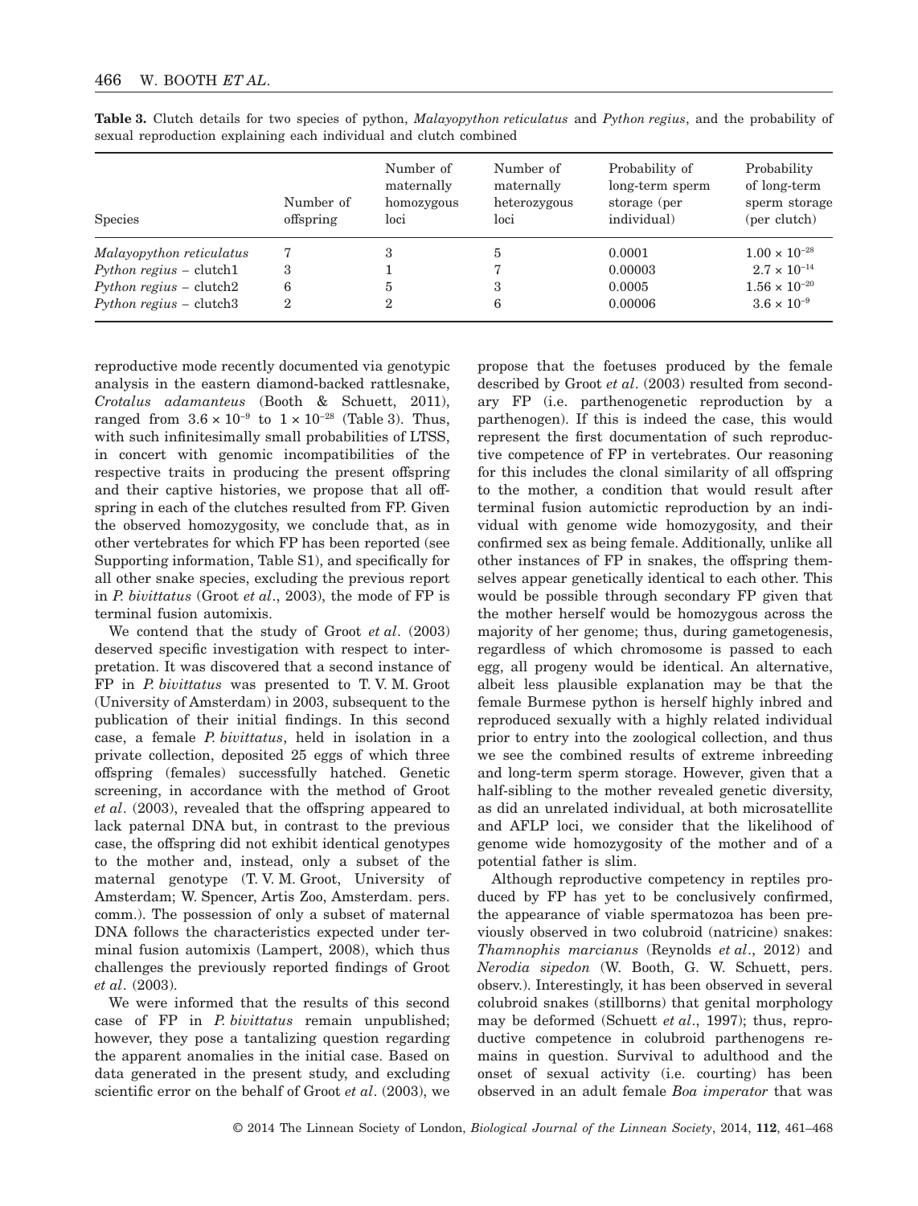**Table 3.** Clutch details for two species of python, *Malayopython reticulatus* and *Python regius*, and the probability of sexual reproduction explaining each individual and clutch combined

| Species | Number of offspring | Number of maternally homozygous loci | Number of maternally heterozygous loci | Probability of long-term sperm storage (per individual) | Probability of long-term sperm storage (per clutch) |
|---|---|---|---|---|---|
| *Malayopython reticulatus* | 7 | 3 | 5 | 0.0001 | $1.00 \times 10^{-28}$ |
| *Python regius* – clutch1 | 3 | 1 | 7 | 0.00003 | $2.7 \times 10^{-14}$ |
| *Python regius* – clutch2 | 6 | 5 | 3 | 0.0005 | $1.56 \times 10^{-20}$ |
| *Python regius* – clutch3 | 2 | 2 | 6 | 0.00006 | $3.6 \times 10^{-9}$ |

reproductive mode recently documented via genotypic analysis in the eastern diamond-backed rattlesnake, *Crotalus adamanteus* (Booth & Schuett, 2011), ranged from $3.6 \times 10^{-9}$ to $1 \times 10^{-28}$ (Table 3). Thus, with such infinitesimally small probabilities of LTSS, in concert with genomic incompatibilities of the respective traits in producing the present offspring and their captive histories, we propose that all offspring in each of the clutches resulted from FP. Given the observed homozygosity, we conclude that, as in other vertebrates for which FP has been reported (see Supporting information, Table S1), and specifically for all other snake species, excluding the previous report in *P. bivittatus* (Groot *et al*., 2003), the mode of FP is terminal fusion automixis.

We contend that the study of Groot *et al*. (2003) deserved specific investigation with respect to interpretation. It was discovered that a second instance of FP in *P. bivittatus* was presented to T. V. M. Groot (University of Amsterdam) in 2003, subsequent to the publication of their initial findings. In this second case, a female *P. bivittatus*, held in isolation in a private collection, deposited 25 eggs of which three offspring (females) successfully hatched. Genetic screening, in accordance with the method of Groot *et al*. (2003), revealed that the offspring appeared to lack paternal DNA but, in contrast to the previous case, the offspring did not exhibit identical genotypes to the mother and, instead, only a subset of the maternal genotype (T. V. M. Groot, University of Amsterdam; W. Spencer, Artis Zoo, Amsterdam. pers. comm.). The possession of only a subset of maternal DNA follows the characteristics expected under terminal fusion automixis (Lampert, 2008), which thus challenges the previously reported findings of Groot *et al*. (2003).

We were informed that the results of this second case of FP in *P. bivittatus* remain unpublished; however, they pose a tantalizing question regarding the apparent anomalies in the initial case. Based on data generated in the present study, and excluding scientific error on the behalf of Groot *et al*. (2003), we propose that the foetuses produced by the female described by Groot *et al*. (2003) resulted from secondary FP (i.e. parthenogenetic reproduction by a parthenogen). If this is indeed the case, this would represent the first documentation of such reproductive competence of FP in vertebrates. Our reasoning for this includes the clonal similarity of all offspring to the mother, a condition that would result after terminal fusion automictic reproduction by an individual with genome wide homozygosity, and their confirmed sex as being female. Additionally, unlike all other instances of FP in snakes, the offspring themselves appear genetically identical to each other. This would be possible through secondary FP given that the mother herself would be homozygous across the majority of her genome; thus, during gametogenesis, regardless of which chromosome is passed to each egg, all progeny would be identical. An alternative, albeit less plausible explanation may be that the female Burmese python is herself highly inbred and reproduced sexually with a highly related individual prior to entry into the zoological collection, and thus we see the combined results of extreme inbreeding and long-term sperm storage. However, given that a half-sibling to the mother revealed genetic diversity, as did an unrelated individual, at both microsatellite and AFLP loci, we consider that the likelihood of genome wide homozygosity of the mother and of a potential father is slim.

Although reproductive competency in reptiles produced by FP has yet to be conclusively confirmed, the appearance of viable spermatozoa has been previously observed in two colubroid (natricine) snakes: *Thamnophis marcianus* (Reynolds *et al*., 2012) and *Nerodia sipedon* (W. Booth, G. W. Schuett, pers. observ.). Interestingly, it has been observed in several colubroid snakes (stillborns) that genital morphology may be deformed (Schuett *et al*., 1997); thus, reproductive competence in colubroid parthenogens remains in question. Survival to adulthood and the onset of sexual activity (i.e. courting) has been observed in an adult female *Boa imperator* that was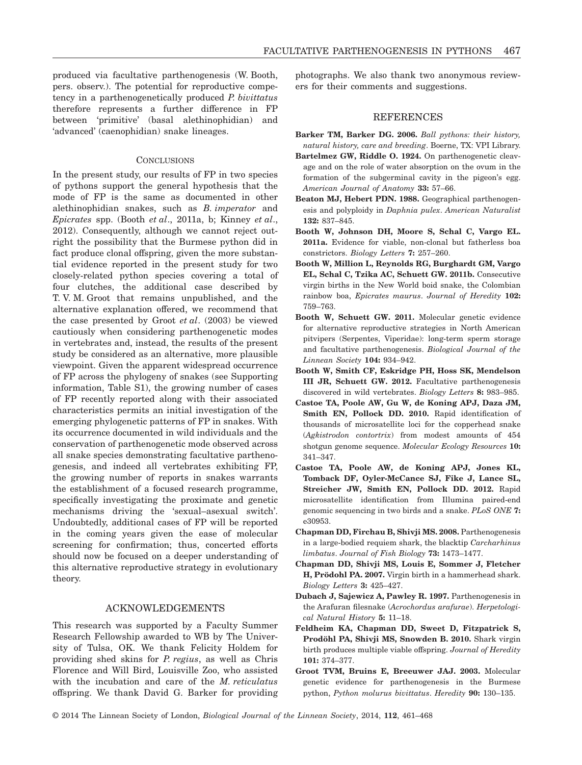produced via facultative parthenogenesis (W. Booth, pers. observ.). The potential for reproductive competency in a parthenogenetically produced *P. bivittatus* therefore represents a further difference in FP between 'primitive' (basal alethinophidian) and 'advanced' (caenophidian) snake lineages.

## CONCLUSIONS

In the present study, our results of FP in two species of pythons support the general hypothesis that the mode of FP is the same as documented in other alethinophidian snakes, such as *B. imperator* and *Epicrates* spp. (Booth *et al*., 2011a, b; Kinney *et al*., 2012). Consequently, although we cannot reject outright the possibility that the Burmese python did in fact produce clonal offspring, given the more substantial evidence reported in the present study for two closely-related python species covering a total of four clutches, the additional case described by T. V. M. Groot that remains unpublished, and the alternative explanation offered, we recommend that the case presented by Groot *et al*. (2003) be viewed cautiously when considering parthenogenetic modes in vertebrates and, instead, the results of the present study be considered as an alternative, more plausible viewpoint. Given the apparent widespread occurrence of FP across the phylogeny of snakes (see Supporting information, Table S1), the growing number of cases of FP recently reported along with their associated characteristics permits an initial investigation of the emerging phylogenetic patterns of FP in snakes. With its occurrence documented in wild individuals and the conservation of parthenogenetic mode observed across all snake species demonstrating facultative parthenogenesis, and indeed all vertebrates exhibiting FP, the growing number of reports in snakes warrants the establishment of a focused research programme, specifically investigating the proximate and genetic mechanisms driving the 'sexual–asexual switch'. Undoubtedly, additional cases of FP will be reported in the coming years given the ease of molecular screening for confirmation; thus, concerted efforts should now be focused on a deeper understanding of this alternative reproductive strategy in evolutionary theory.

## ACKNOWLEDGEMENTS

This research was supported by a Faculty Summer Research Fellowship awarded to WB by The University of Tulsa, OK. We thank Felicity Holdem for providing shed skins for *P. regius*, as well as Chris Florence and Will Bird, Louisville Zoo, who assisted with the incubation and care of the *M. reticulatus* offspring. We thank David G. Barker for providing photographs. We also thank two anonymous reviewers for their comments and suggestions.

## REFERENCES

**Barker TM, Barker DG. 2006.** *Ball pythons: their history, natural history, care and breeding*. Boerne, TX: VPI Library.

**Bartelmez GW, Riddle O. 1924.** On parthenogenetic cleavage and on the role of water absorption on the ovum in the formation of the subgerminal cavity in the pigeon's egg. *American Journal of Anatomy* **33:** 57–66.

**Beaton MJ, Hebert PDN. 1988.** Geographical parthenogenesis and polyploidy in *Daphnia pulex*. *American Naturalist* **132:** 837–845.

**Booth W, Johnson DH, Moore S, Schal C, Vargo EL. 2011a.** Evidence for viable, non-clonal but fatherless boa constrictors. *Biology Letters* **7:** 257–260.

**Booth W, Million L, Reynolds RG, Burghardt GM, Vargo EL, Schal C, Tzika AC, Schuett GW. 2011b.** Consecutive virgin births in the New World boid snake, the Colombian rainbow boa, *Epicrates maurus*. *Journal of Heredity* **102:** 759–763.

**Booth W, Schuett GW. 2011.** Molecular genetic evidence for alternative reproductive strategies in North American pitvipers (Serpentes, Viperidae): long-term sperm storage and facultative parthenogenesis. *Biological Journal of the Linnean Society* **104:** 934–942.

**Booth W, Smith CF, Eskridge PH, Hoss SK, Mendelson III JR, Schuett GW. 2012.** Facultative parthenogenesis discovered in wild vertebrates. *Biology Letters* **8:** 983–985.

**Castoe TA, Poole AW, Gu W, de Koning APJ, Daza JM, Smith EN, Pollock DD. 2010.** Rapid identification of thousands of microsatellite loci for the copperhead snake (*Agkistrodon contortrix*) from modest amounts of 454 shotgun genome sequence. *Molecular Ecology Resources* **10:** 341–347.

**Castoe TA, Poole AW, de Koning APJ, Jones KL, Tomback DF, Oyler-McCance SJ, Fike J, Lance SL, Streicher JW, Smith EN, Pollock DD. 2012.** Rapid microsatellite identification from Illumina paired-end genomic sequencing in two birds and a snake. *PLoS ONE* **7:** e30953.

**Chapman DD, Firchau B, Shivji MS. 2008.** Parthenogenesis in a large-bodied requiem shark, the blacktip *Carcharhinus limbatus*. *Journal of Fish Biology* **73:** 1473–1477.

**Chapman DD, Shivji MS, Louis E, Sommer J, Fletcher H, Prödohl PA. 2007.** Virgin birth in a hammerhead shark. *Biology Letters* **3:** 425–427.

**Dubach J, Sajewicz A, Pawley R. 1997.** Parthenogenesis in the Arafuran filesnake (*Acrochordus arafurae*). *Herpetological Natural History* **5:** 11–18.

**Feldheim KA, Chapman DD, Sweet D, Fitzpatrick S, Prodöhl PA, Shivji MS, Snowden B. 2010.** Shark virgin birth produces multiple viable offspring. *Journal of Heredity* **101:** 374–377.

**Groot TVM, Bruins E, Breeuwer JAJ. 2003.** Molecular genetic evidence for parthenogenesis in the Burmese python, *Python molurus bivittatus*. *Heredity* **90:** 130–135.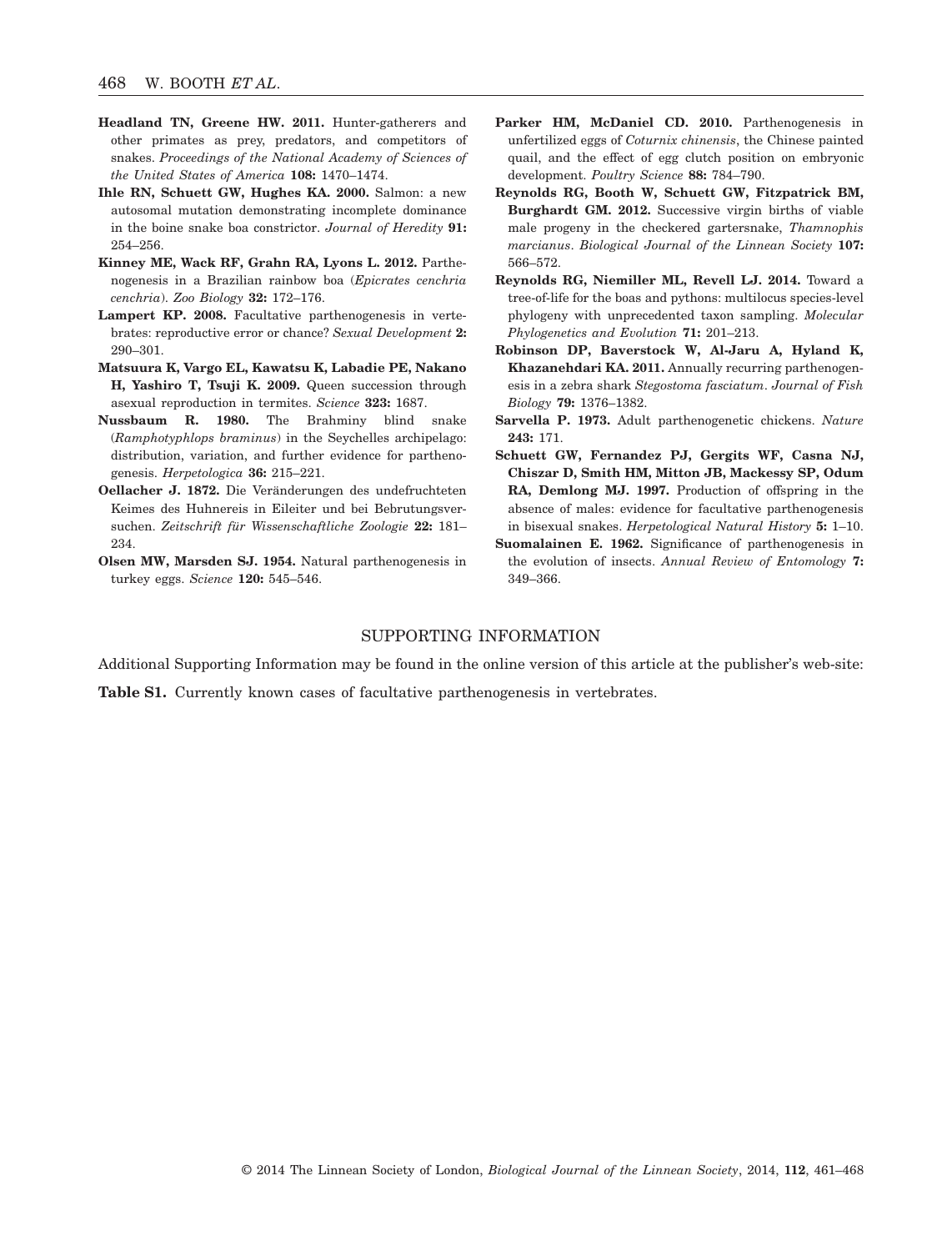**Headland TN, Greene HW. 2011.** Hunter-gatherers and other primates as prey, predators, and competitors of snakes. *Proceedings of the National Academy of Sciences of the United States of America* **108:** 1470–1474.

**Ihle RN, Schuett GW, Hughes KA. 2000.** Salmon: a new autosomal mutation demonstrating incomplete dominance in the boine snake boa constrictor. *Journal of Heredity* **91:** 254–256.

**Kinney ME, Wack RF, Grahn RA, Lyons L. 2012.** Parthenogenesis in a Brazilian rainbow boa (*Epicrates cenchria cenchria*). *Zoo Biology* **32:** 172–176.

**Lampert KP. 2008.** Facultative parthenogenesis in vertebrates: reproductive error or chance? *Sexual Development* **2:** 290–301.

**Matsuura K, Vargo EL, Kawatsu K, Labadie PE, Nakano H, Yashiro T, Tsuji K. 2009.** Queen succession through asexual reproduction in termites. *Science* **323:** 1687.

**Nussbaum R. 1980.** The Brahminy blind snake (*Ramphotyphlops braminus*) in the Seychelles archipelago: distribution, variation, and further evidence for parthenogenesis. *Herpetologica* **36:** 215–221.

**Oellacher J. 1872.** Die Veränderungen des undefruchteten Keimes des Huhnereis in Eileiter und bei Bebrutungsversuchen. *Zeitschrift für Wissenschaftliche Zoologie* **22:** 181–234.

**Olsen MW, Marsden SJ. 1954.** Natural parthenogenesis in turkey eggs. *Science* **120:** 545–546.

**Parker HM, McDaniel CD. 2010.** Parthenogenesis in unfertilized eggs of *Coturnix chinensis*, the Chinese painted quail, and the effect of egg clutch position on embryonic development. *Poultry Science* **88:** 784–790.

**Reynolds RG, Booth W, Schuett GW, Fitzpatrick BM, Burghardt GM. 2012.** Successive virgin births of viable male progeny in the checkered gartersnake, *Thamnophis marcianus*. *Biological Journal of the Linnean Society* **107:** 566–572.

**Reynolds RG, Niemiller ML, Revell LJ. 2014.** Toward a tree-of-life for the boas and pythons: multilocus species-level phylogeny with unprecedented taxon sampling. *Molecular Phylogenetics and Evolution* **71:** 201–213.

**Robinson DP, Baverstock W, Al-Jaru A, Hyland K, Khazanehdari KA. 2011.** Annually recurring parthenogenesis in a zebra shark *Stegostoma fasciatum*. *Journal of Fish Biology* **79:** 1376–1382.

**Sarvella P. 1973.** Adult parthenogenetic chickens. *Nature* **243:** 171.

**Schuett GW, Fernandez PJ, Gergits WF, Casna NJ, Chiszar D, Smith HM, Mitton JB, Mackessy SP, Odum RA, Demlong MJ. 1997.** Production of offspring in the absence of males: evidence for facultative parthenogenesis in bisexual snakes. *Herpetological Natural History* **5:** 1–10.

**Suomalainen E. 1962.** Significance of parthenogenesis in the evolution of insects. *Annual Review of Entomology* **7:** 349–366.

## SUPPORTING INFORMATION

Additional Supporting Information may be found in the online version of this article at the publisher's web-site:

**Table S1.** Currently known cases of facultative parthenogenesis in vertebrates.